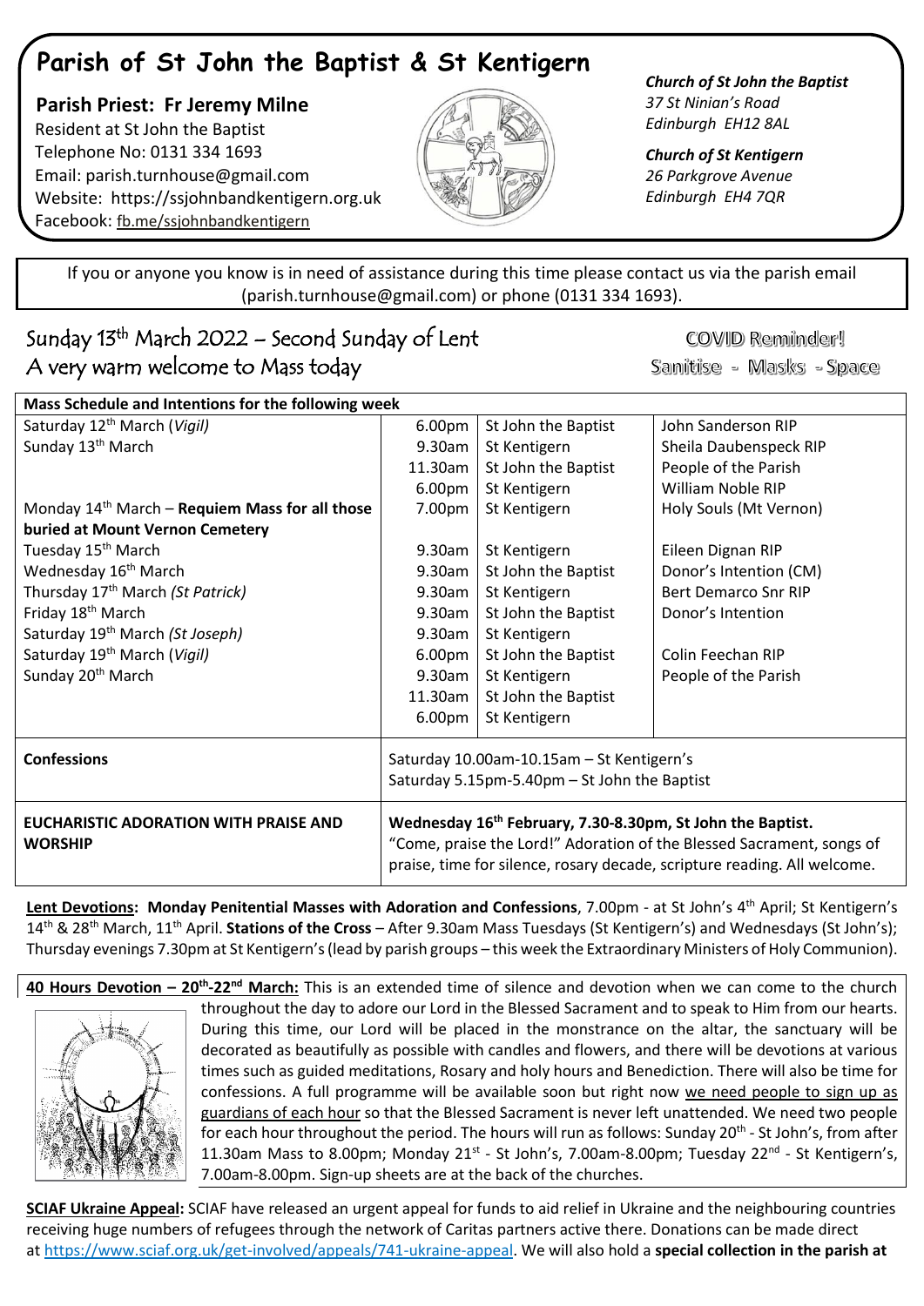# Parish of St John the Baptist & St Kentigern

**Parish Priest: Fr Jeremy Milne**
Resident at St John the Baptist
Telephone No: 0131 334 1693
Email: parish.turnhouse@gmail.com
Website: https://ssjohnbandkentigern.org.uk
Facebook: fb.me/ssjohnbandkentigern

***Church of St John the Baptist***
*37 St Ninian's Road*
*Edinburgh EH12 8AL*

***Church of St Kentigern***
*26 Parkgrove Avenue*
*Edinburgh EH4 7QR*

If you or anyone you know is in need of assistance during this time please contact us via the parish email (parish.turnhouse@gmail.com) or phone (0131 334 1693).

## Sunday 13th March 2022 – Second Sunday of Lent
## A very warm welcome to Mass today

COVID Reminder!
Sanitise - Masks - Space

| Mass Schedule and Intentions for the following week | | | |
|---|---|---|---|
| Saturday 12th March (*Vigil*) | 6.00pm | St John the Baptist | John Sanderson RIP |
| Sunday 13th March | 9.30am | St Kentigern | Sheila Daubenspeck RIP |
| | 11.30am | St John the Baptist | People of the Parish |
| | 6.00pm | St Kentigern | William Noble RIP |
| Monday 14th March – **Requiem Mass for all those buried at Mount Vernon Cemetery** | 7.00pm | St Kentigern | Holy Souls (Mt Vernon) |
| Tuesday 15th March | 9.30am | St Kentigern | Eileen Dignan RIP |
| Wednesday 16th March | 9.30am | St John the Baptist | Donor's Intention (CM) |
| Thursday 17th March (*St Patrick*) | 9.30am | St Kentigern | Bert Demarco Snr RIP |
| Friday 18th March | 9.30am | St John the Baptist | Donor's Intention |
| Saturday 19th March (*St Joseph*) | 9.30am | St Kentigern | |
| Saturday 19th March (*Vigil*) | 6.00pm | St John the Baptist | Colin Feechan RIP |
| Sunday 20th March | 9.30am | St Kentigern | People of the Parish |
| | 11.30am | St John the Baptist | |
| | 6.00pm | St Kentigern | |
| **Confessions** | Saturday 10.00am-10.15am – St Kentigern's<br>Saturday 5.15pm-5.40pm – St John the Baptist | | |
| **EUCHARISTIC ADORATION WITH PRAISE AND WORSHIP** | **Wednesday 16th February, 7.30-8.30pm, St John the Baptist.**<br>"Come, praise the Lord!" Adoration of the Blessed Sacrament, songs of praise, time for silence, rosary decade, scripture reading. All welcome. | | |

**Lent Devotions: Monday Penitential Masses with Adoration and Confessions**, 7.00pm - at St John's 4th April; St Kentigern's 14th & 28th March, 11th April. **Stations of the Cross** – After 9.30am Mass Tuesdays (St Kentigern's) and Wednesdays (St John's); Thursday evenings 7.30pm at St Kentigern's (lead by parish groups – this week the Extraordinary Ministers of Holy Communion).

**40 Hours Devotion – 20th-22nd March:** This is an extended time of silence and devotion when we can come to the church throughout the day to adore our Lord in the Blessed Sacrament and to speak to Him from our hearts. During this time, our Lord will be placed in the monstrance on the altar, the sanctuary will be decorated as beautifully as possible with candles and flowers, and there will be devotions at various times such as guided meditations, Rosary and holy hours and Benediction. There will also be time for confessions. A full programme will be available soon but right now we need people to sign up as guardians of each hour so that the Blessed Sacrament is never left unattended. We need two people for each hour throughout the period. The hours will run as follows: Sunday 20th - St John's, from after 11.30am Mass to 8.00pm; Monday 21st - St John's, 7.00am-8.00pm; Tuesday 22nd - St Kentigern's, 7.00am-8.00pm. Sign-up sheets are at the back of the churches.

**SCIAF Ukraine Appeal:** SCIAF have released an urgent appeal for funds to aid relief in Ukraine and the neighbouring countries receiving huge numbers of refugees through the network of Caritas partners active there. Donations can be made direct at https://www.sciaf.org.uk/get-involved/appeals/741-ukraine-appeal. We will also hold a **special collection in the parish at**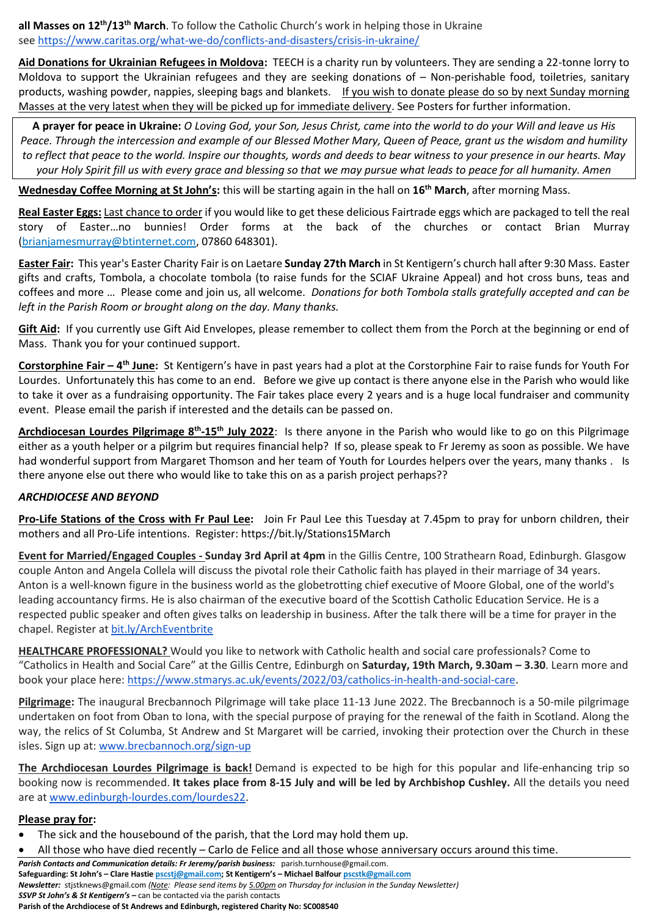**all Masses on 12th/13th March**. To follow the Catholic Church's work in helping those in Ukraine see https://www.caritas.org/what-we-do/conflicts-and-disasters/crisis-in-ukraine/

**Aid Donations for Ukrainian Refugees in Moldova:** TEECH is a charity run by volunteers. They are sending a 22-tonne lorry to Moldova to support the Ukrainian refugees and they are seeking donations of – Non-perishable food, toiletries, sanitary products, washing powder, nappies, sleeping bags and blankets. If you wish to donate please do so by next Sunday morning Masses at the very latest when they will be picked up for immediate delivery. See Posters for further information.

**A prayer for peace in Ukraine:** *O Loving God, your Son, Jesus Christ, came into the world to do your Will and leave us His Peace. Through the intercession and example of our Blessed Mother Mary, Queen of Peace, grant us the wisdom and humility to reflect that peace to the world. Inspire our thoughts, words and deeds to bear witness to your presence in our hearts. May your Holy Spirit fill us with every grace and blessing so that we may pursue what leads to peace for all humanity. Amen*

**Wednesday Coffee Morning at St John's:** this will be starting again in the hall on **16th March**, after morning Mass.

**Real Easter Eggs:** Last chance to order if you would like to get these delicious Fairtrade eggs which are packaged to tell the real story of Easter…no bunnies! Order forms at the back of the churches or contact Brian Murray (brianjamesmurray@btinternet.com, 07860 648301).

**Easter Fair:** This year's Easter Charity Fair is on Laetare **Sunday 27th March** in St Kentigern's church hall after 9:30 Mass. Easter gifts and crafts, Tombola, a chocolate tombola (to raise funds for the SCIAF Ukraine Appeal) and hot cross buns, teas and coffees and more … Please come and join us, all welcome. *Donations for both Tombola stalls gratefully accepted and can be left in the Parish Room or brought along on the day. Many thanks.*

**Gift Aid:** If you currently use Gift Aid Envelopes, please remember to collect them from the Porch at the beginning or end of Mass. Thank you for your continued support.

**Corstorphine Fair – 4th June:** St Kentigern's have in past years had a plot at the Corstorphine Fair to raise funds for Youth For Lourdes. Unfortunately this has come to an end. Before we give up contact is there anyone else in the Parish who would like to take it over as a fundraising opportunity. The Fair takes place every 2 years and is a huge local fundraiser and community event. Please email the parish if interested and the details can be passed on.

**Archdiocesan Lourdes Pilgrimage 8th-15th July 2022:** Is there anyone in the Parish who would like to go on this Pilgrimage either as a youth helper or a pilgrim but requires financial help? If so, please speak to Fr Jeremy as soon as possible. We have had wonderful support from Margaret Thomson and her team of Youth for Lourdes helpers over the years, many thanks . Is there anyone else out there who would like to take this on as a parish project perhaps??

*ARCHDIOCESE AND BEYOND*

**Pro-Life Stations of the Cross with Fr Paul Lee:** Join Fr Paul Lee this Tuesday at 7.45pm to pray for unborn children, their mothers and all Pro-Life intentions. Register: https://bit.ly/Stations15March

**Event for Married/Engaged Couples - Sunday 3rd April at 4pm** in the Gillis Centre, 100 Strathearn Road, Edinburgh. Glasgow couple Anton and Angela Collela will discuss the pivotal role their Catholic faith has played in their marriage of 34 years. Anton is a well-known figure in the business world as the globetrotting chief executive of Moore Global, one of the world's leading accountancy firms. He is also chairman of the executive board of the Scottish Catholic Education Service. He is a respected public speaker and often gives talks on leadership in business. After the talk there will be a time for prayer in the chapel. Register at bit.ly/ArchEventbrite

**HEALTHCARE PROFESSIONAL?** Would you like to network with Catholic health and social care professionals? Come to "Catholics in Health and Social Care" at the Gillis Centre, Edinburgh on **Saturday, 19th March, 9.30am – 3.30**. Learn more and book your place here: https://www.stmarys.ac.uk/events/2022/03/catholics-in-health-and-social-care.

**Pilgrimage:** The inaugural Brecbannoch Pilgrimage will take place 11-13 June 2022. The Brecbannoch is a 50-mile pilgrimage undertaken on foot from Oban to Iona, with the special purpose of praying for the renewal of the faith in Scotland. Along the way, the relics of St Columba, St Andrew and St Margaret will be carried, invoking their protection over the Church in these isles. Sign up at: www.brecbannoch.org/sign-up

**The Archdiocesan Lourdes Pilgrimage is back!** Demand is expected to be high for this popular and life-enhancing trip so booking now is recommended. **It takes place from 8-15 July and will be led by Archbishop Cushley.** All the details you need are at www.edinburgh-lourdes.com/lourdes22.

**Please pray for:**

- The sick and the housebound of the parish, that the Lord may hold them up.
- All those who have died recently – Carlo de Felice and all those whose anniversary occurs around this time.

***Parish Contacts and Communication details: Fr Jeremy/parish business:*** parish.turnhouse@gmail.com.
**Safeguarding: St John's – Clare Hastie pscstj@gmail.com; St Kentigern's – Michael Balfour pscstk@gmail.com**
***Newsletter:*** stjstknews@gmail.com *(Note: Please send items by 5.00pm on Thursday for inclusion in the Sunday Newsletter)*
***SSVP St John's & St Kentigern's –*** can be contacted via the parish contacts
**Parish of the Archdiocese of St Andrews and Edinburgh, registered Charity No: SC008540**